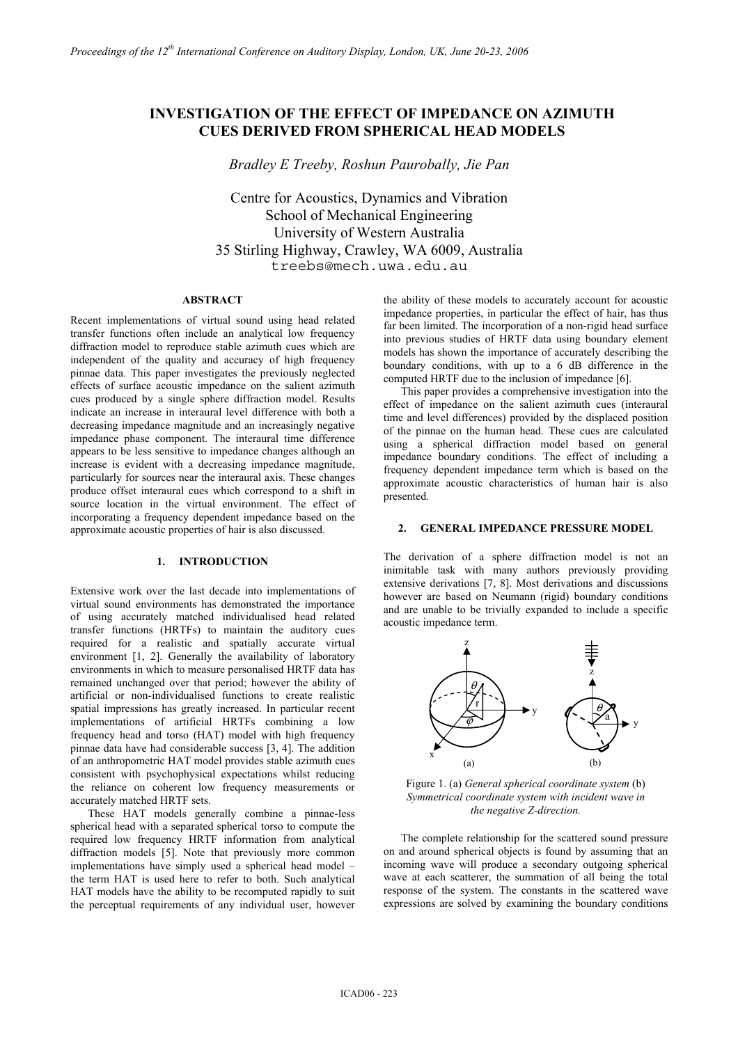# INVESTIGATION OF THE EFFECT OF IMPEDANCE ON AZIMUTH CUES DERIVED FROM SPHERICAL HEAD MODELS

*Bradley E Treeby, Roshun Paurobally, Jie Pan*

Centre for Acoustics, Dynamics and Vibration
School of Mechanical Engineering
University of Western Australia
35 Stirling Highway, Crawley, WA 6009, Australia
treebs@mech.uwa.edu.au

## ABSTRACT

Recent implementations of virtual sound using head related transfer functions often include an analytical low frequency diffraction model to reproduce stable azimuth cues which are independent of the quality and accuracy of high frequency pinnae data. This paper investigates the previously neglected effects of surface acoustic impedance on the salient azimuth cues produced by a single sphere diffraction model. Results indicate an increase in interaural level difference with both a decreasing impedance magnitude and an increasingly negative impedance phase component. The interaural time difference appears to be less sensitive to impedance changes although an increase is evident with a decreasing impedance magnitude, particularly for sources near the interaural axis. These changes produce offset interaural cues which correspond to a shift in source location in the virtual environment. The effect of incorporating a frequency dependent impedance based on the approximate acoustic properties of hair is also discussed.

## 1. INTRODUCTION

Extensive work over the last decade into implementations of virtual sound environments has demonstrated the importance of using accurately matched individualised head related transfer functions (HRTFs) to maintain the auditory cues required for a realistic and spatially accurate virtual environment [1, 2]. Generally the availability of laboratory environments in which to measure personalised HRTF data has remained unchanged over that period; however the ability of artificial or non-individualised functions to create realistic spatial impressions has greatly increased. In particular recent implementations of artificial HRTFs combining a low frequency head and torso (HAT) model with high frequency pinnae data have had considerable success [3, 4]. The addition of an anthropometric HAT model provides stable azimuth cues consistent with psychophysical expectations whilst reducing the reliance on coherent low frequency measurements or accurately matched HRTF sets.

These HAT models generally combine a pinnae-less spherical head with a separated spherical torso to compute the required low frequency HRTF information from analytical diffraction models [5]. Note that previously more common implementations have simply used a spherical head model – the term HAT is used here to refer to both. Such analytical HAT models have the ability to be recomputed rapidly to suit the perceptual requirements of any individual user, however the ability of these models to accurately account for acoustic impedance properties, in particular the effect of hair, has thus far been limited. The incorporation of a non-rigid head surface into previous studies of HRTF data using boundary element models has shown the importance of accurately describing the boundary conditions, with up to a 6 dB difference in the computed HRTF due to the inclusion of impedance [6].

This paper provides a comprehensive investigation into the effect of impedance on the salient azimuth cues (interaural time and level differences) provided by the displaced position of the pinnae on the human head. These cues are calculated using a spherical diffraction model based on general impedance boundary conditions. The effect of including a frequency dependent impedance term which is based on the approximate acoustic characteristics of human hair is also presented.

## 2. GENERAL IMPEDANCE PRESSURE MODEL

The derivation of a sphere diffraction model is not an inimitable task with many authors previously providing extensive derivations [7, 8]. Most derivations and discussions however are based on Neumann (rigid) boundary conditions and are unable to be trivially expanded to include a specific acoustic impedance term.

Figure 1. (a) *General spherical coordinate system* (b) *Symmetrical coordinate system with incident wave in the negative Z-direction.*

The complete relationship for the scattered sound pressure on and around spherical objects is found by assuming that an incoming wave will produce a secondary outgoing spherical wave at each scatterer, the summation of all being the total response of the system. The constants in the scattered wave expressions are solved by examining the boundary conditions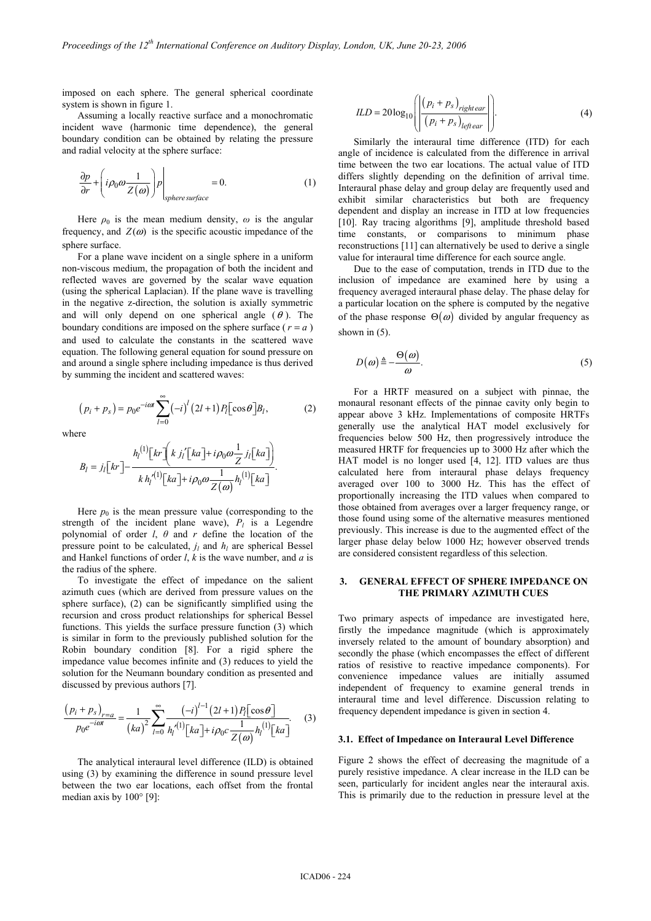imposed on each sphere. The general spherical coordinate system is shown in figure 1.

Assuming a locally reactive surface and a monochromatic incident wave (harmonic time dependence), the general boundary condition can be obtained by relating the pressure and radial velocity at the sphere surface:

$$\frac{\partial p}{\partial r} + \left( i\rho_0 \omega \frac{1}{Z(\omega)} \right) p \Bigg|_{sphere\,surface} = 0. \tag{1}$$

Here $\rho_0$ is the mean medium density, $\omega$ is the angular frequency, and $Z(\omega)$ is the specific acoustic impedance of the sphere surface.

For a plane wave incident on a single sphere in a uniform non-viscous medium, the propagation of both the incident and reflected waves are governed by the scalar wave equation (using the spherical Laplacian). If the plane wave is travelling in the negative z-direction, the solution is axially symmetric and will only depend on one spherical angle ($\theta$). The boundary conditions are imposed on the sphere surface ($r = a$) and used to calculate the constants in the scattered wave equation. The following general equation for sound pressure on and around a single sphere including impedance is thus derived by summing the incident and scattered waves:

$$\left(p_i + p_s\right) = p_0 e^{-i\omega t} \sum_{l=0}^{\infty} (-i)^l (2l+1) P_l[\cos\theta] B_l, \tag{2}$$

where

$$B_l = j_l[kr] - \frac{h_l^{(1)}[kr]\left(k\, j_l'[ka] + i\rho_0 \omega \frac{1}{Z} j_l[ka]\right)}{k\, h_l'^{(1)}[ka] + i\rho_0 \omega \frac{1}{Z(\omega)} h_l^{(1)}[ka]}.$$

Here $p_0$ is the mean pressure value (corresponding to the strength of the incident plane wave), $P_l$ is a Legendre polynomial of order $l$, $\theta$ and $r$ define the location of the pressure point to be calculated, $j_l$ and $h_l$ are spherical Bessel and Hankel functions of order $l$, $k$ is the wave number, and $a$ is the radius of the sphere.

To investigate the effect of impedance on the salient azimuth cues (which are derived from pressure values on the sphere surface), (2) can be significantly simplified using the recursion and cross product relationships for spherical Bessel functions. This yields the surface pressure function (3) which is similar in form to the previously published solution for the Robin boundary condition [8]. For a rigid sphere the impedance value becomes infinite and (3) reduces to yield the solution for the Neumann boundary condition as presented and discussed by previous authors [7].

$$\frac{\left(p_i + p_s\right)_{r=a}}{p_0 e^{-i\omega t}} = \frac{1}{(ka)^2} \sum_{l=0}^{\infty} \frac{(-i)^{l-1} (2l+1) P_l[\cos\theta]}{h_l'^{(1)}[ka] + i\rho_0 c \frac{1}{Z(\omega)} h_l^{(1)}[ka]}. \tag{3}$$

The analytical interaural level difference (ILD) is obtained using (3) by examining the difference in sound pressure level between the two ear locations, each offset from the frontal median axis by 100° [9]:

$$ILD = 20\log_{10}\left( \left| \frac{\left(p_i + p_s\right)_{right\,ear}}{\left(p_i + p_s\right)_{left\,ear}} \right| \right). \tag{4}$$

Similarly the interaural time difference (ITD) for each angle of incidence is calculated from the difference in arrival time between the two ear locations. The actual value of ITD differs slightly depending on the definition of arrival time. Interaural phase delay and group delay are frequently used and exhibit similar characteristics but both are frequency dependent and display an increase in ITD at low frequencies [10]. Ray tracing algorithms [9], amplitude threshold based time constants, or comparisons to minimum phase reconstructions [11] can alternatively be used to derive a single value for interaural time difference for each source angle.

Due to the ease of computation, trends in ITD due to the inclusion of impedance are examined here by using a frequency averaged interaural phase delay. The phase delay for a particular location on the sphere is computed by the negative of the phase response $\Theta(\omega)$ divided by angular frequency as shown in (5).

$$D(\omega) \triangleq -\frac{\Theta(\omega)}{\omega}. \tag{5}$$

For a HRTF measured on a subject with pinnae, the monaural resonant effects of the pinnae cavity only begin to appear above 3 kHz. Implementations of composite HRTFs generally use the analytical HAT model exclusively for frequencies below 500 Hz, then progressively introduce the measured HRTF for frequencies up to 3000 Hz after which the HAT model is no longer used [4, 12]. ITD values are thus calculated here from interaural phase delays frequency averaged over 100 to 3000 Hz. This has the effect of proportionally increasing the ITD values when compared to those obtained from averages over a larger frequency range, or those found using some of the alternative measures mentioned previously. This increase is due to the augmented effect of the larger phase delay below 1000 Hz; however observed trends are considered consistent regardless of this selection.

## 3. GENERAL EFFECT OF SPHERE IMPEDANCE ON THE PRIMARY AZIMUTH CUES

Two primary aspects of impedance are investigated here, firstly the impedance magnitude (which is approximately inversely related to the amount of boundary absorption) and secondly the phase (which encompasses the effect of different ratios of resistive to reactive impedance components). For convenience impedance values are initially assumed independent of frequency to examine general trends in interaural time and level difference. Discussion relating to frequency dependent impedance is given in section 4.

### 3.1. Effect of Impedance on Interaural Level Difference

Figure 2 shows the effect of decreasing the magnitude of a purely resistive impedance. A clear increase in the ILD can be seen, particularly for incident angles near the interaural axis. This is primarily due to the reduction in pressure level at the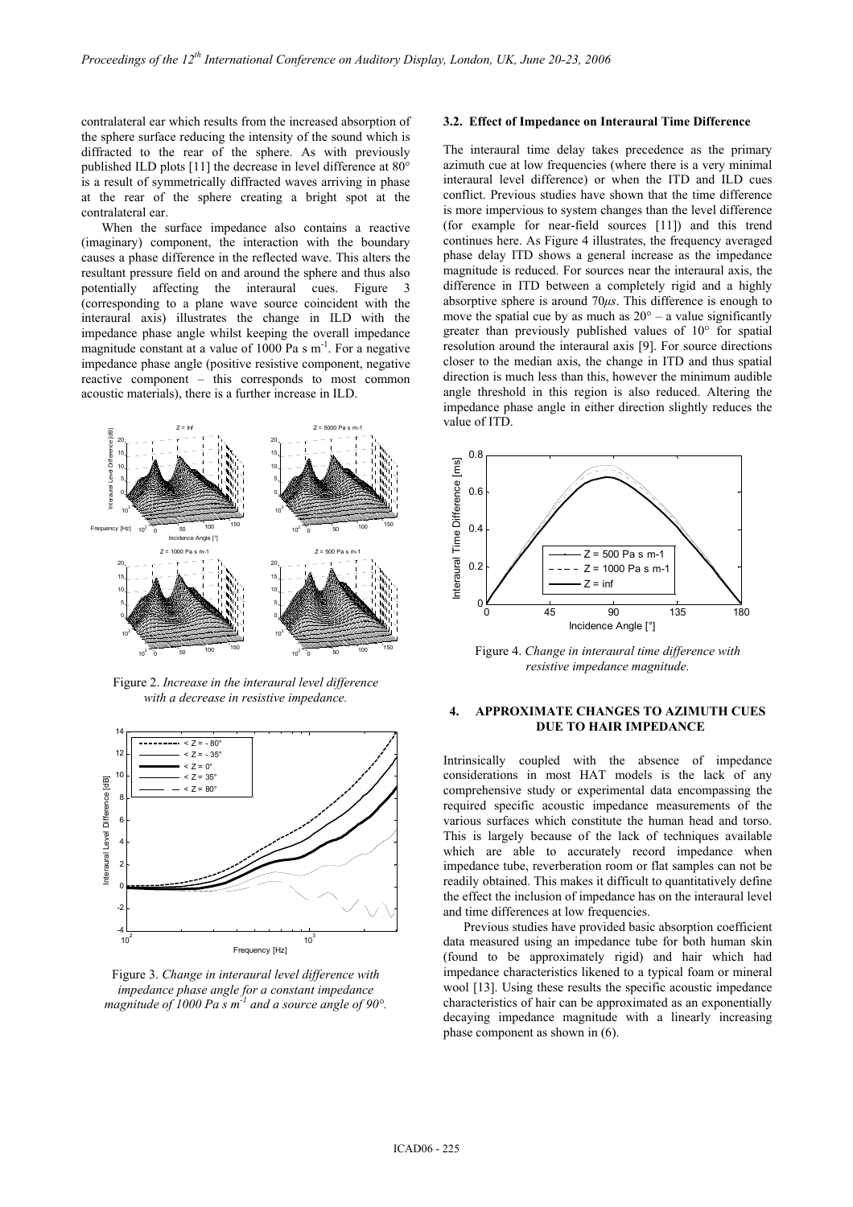contralateral ear which results from the increased absorption of the sphere surface reducing the intensity of the sound which is diffracted to the rear of the sphere. As with previously published ILD plots [11] the decrease in level difference at 80° is a result of symmetrically diffracted waves arriving in phase at the rear of the sphere creating a bright spot at the contralateral ear.

When the surface impedance also contains a reactive (imaginary) component, the interaction with the boundary causes a phase difference in the reflected wave. This alters the resultant pressure field on and around the sphere and thus also potentially affecting the interaural cues. Figure 3 (corresponding to a plane wave source coincident with the interaural axis) illustrates the change in ILD with the impedance phase angle whilst keeping the overall impedance magnitude constant at a value of 1000 Pa s m$^{-1}$. For a negative impedance phase angle (positive resistive component, negative reactive component – this corresponds to most common acoustic materials), there is a further increase in ILD.

Figure 2. *Increase in the interaural level difference with a decrease in resistive impedance.*

Figure 3. *Change in interaural level difference with impedance phase angle for a constant impedance magnitude of 1000 Pa s m$^{-1}$ and a source angle of 90°.*

### 3.2. Effect of Impedance on Interaural Time Difference

The interaural time delay takes precedence as the primary azimuth cue at low frequencies (where there is a very minimal interaural level difference) or when the ITD and ILD cues conflict. Previous studies have shown that the time difference is more impervious to system changes than the level difference (for example for near-field sources [11]) and this trend continues here. As Figure 4 illustrates, the frequency averaged phase delay ITD shows a general increase as the impedance magnitude is reduced. For sources near the interaural axis, the difference in ITD between a completely rigid and a highly absorptive sphere is around 70*μs*. This difference is enough to move the spatial cue by as much as 20° – a value significantly greater than previously published values of 10° for spatial resolution around the interaural axis [9]. For source directions closer to the median axis, the change in ITD and thus spatial direction is much less than this, however the minimum audible angle threshold in this region is also reduced. Altering the impedance phase angle in either direction slightly reduces the value of ITD.

Figure 4. *Change in interaural time difference with resistive impedance magnitude.*

## 4. APPROXIMATE CHANGES TO AZIMUTH CUES DUE TO HAIR IMPEDANCE

Intrinsically coupled with the absence of impedance considerations in most HAT models is the lack of any comprehensive study or experimental data encompassing the required specific acoustic impedance measurements of the various surfaces which constitute the human head and torso. This is largely because of the lack of techniques available which are able to accurately record impedance when impedance tube, reverberation room or flat samples can not be readily obtained. This makes it difficult to quantitatively define the effect the inclusion of impedance has on the interaural level and time differences at low frequencies.

Previous studies have provided basic absorption coefficient data measured using an impedance tube for both human skin (found to be approximately rigid) and hair which had impedance characteristics likened to a typical foam or mineral wool [13]. Using these results the specific acoustic impedance characteristics of hair can be approximated as an exponentially decaying impedance magnitude with a linearly increasing phase component as shown in (6).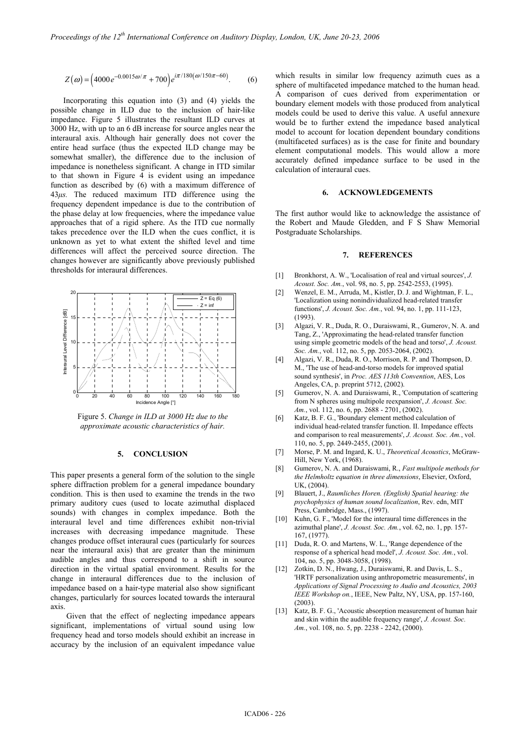$$Z(\omega) = \left(4000\, e^{-0.0015\omega/\pi} + 700\right) e^{i\pi/180(\omega/150\pi - 60)}. \qquad (6)$$

Incorporating this equation into (3) and (4) yields the possible change in ILD due to the inclusion of hair-like impedance. Figure 5 illustrates the resultant ILD curves at 3000 Hz, with up to an 6 dB increase for source angles near the interaural axis. Although hair generally does not cover the entire head surface (thus the expected ILD change may be somewhat smaller), the difference due to the inclusion of impedance is nonetheless significant. A change in ITD similar to that shown in Figure 4 is evident using an impedance function as described by (6) with a maximum difference of $43\mu s$. The reduced maximum ITD difference using the frequency dependent impedance is due to the contribution of the phase delay at low frequencies, where the impedance value approaches that of a rigid sphere. As the ITD cue normally takes precedence over the ILD when the cues conflict, it is unknown as yet to what extent the shifted level and time differences will affect the perceived source direction. The changes however are significantly above previously published thresholds for interaural differences.

Z = Eq (6)
Z = inf
Interaural Level Difference [dB]
Incidence Angle [°]
0 20 40 60 80 100 120 140 160 180
0 5 10 15 20

Figure 5. *Change in ILD at 3000 Hz due to the approximate acoustic characteristics of hair.*

## 5. CONCLUSION

This paper presents a general form of the solution to the single sphere diffraction problem for a general impedance boundary condition. This is then used to examine the trends in the two primary auditory cues (used to locate azimuthal displaced sounds) with changes in complex impedance. Both the interaural level and time differences exhibit non-trivial increases with decreasing impedance magnitude. These changes produce offset interaural cues (particularly for sources near the interaural axis) that are greater than the minimum audible angles and thus correspond to a shift in source direction in the virtual spatial environment. Results for the change in interaural differences due to the inclusion of impedance based on a hair-type material also show significant changes, particularly for sources located towards the interaural axis.

Given that the effect of neglecting impedance appears significant, implementations of virtual sound using low frequency head and torso models should exhibit an increase in accuracy by the inclusion of an equivalent impedance value which results in similar low frequency azimuth cues as a sphere of multifaceted impedance matched to the human head. A comparison of cues derived from experimentation or boundary element models with those produced from analytical models could be used to derive this value. A useful annexure would be to further extend the impedance based analytical model to account for location dependent boundary conditions (multifaceted surfaces) as is the case for finite and boundary element computational models. This would allow a more accurately defined impedance surface to be used in the calculation of interaural cues.

## 6. ACKNOWLEDGEMENTS

The first author would like to acknowledge the assistance of the Robert and Maude Gledden, and F S Shaw Memorial Postgraduate Scholarships.

## 7. REFERENCES

[1] Bronkhorst, A. W., 'Localisation of real and virtual sources', *J. Acoust. Soc. Am.*, vol. 98, no. 5, pp. 2542-2553, (1995).

[2] Wenzel, E. M., Arruda, M., Kistler, D. J. and Wightman, F. L., 'Localization using nonindividualized head-related transfer functions', *J. Acoust. Soc. Am.*, vol. 94, no. 1, pp. 111-123, (1993).

[3] Algazi, V. R., Duda, R. O., Duraiswami, R., Gumerov, N. A. and Tang, Z., 'Approximating the head-related transfer function using simple geometric models of the head and torso', *J. Acoust. Soc. Am.*, vol. 112, no. 5, pp. 2053-2064, (2002).

[4] Algazi, V. R., Duda, R. O., Morrison, R. P. and Thompson, D. M., 'The use of head-and-torso models for improved spatial sound synthesis', in *Proc. AES 113th Convention*, AES, Los Angeles, CA, p. preprint 5712, (2002).

[5] Gumerov, N. A. and Duraiswami, R., 'Computation of scattering from N spheres using multipole reexpansion', *J. Acoust. Soc. Am.*, vol. 112, no. 6, pp. 2688 - 2701, (2002).

[6] Katz, B. F. G., 'Boundary element method calculation of individual head-related transfer function. II. Impedance effects and comparison to real measurements', *J. Acoust. Soc. Am.*, vol. 110, no. 5, pp. 2449-2455, (2001).

[7] Morse, P. M. and Ingard, K. U., *Theoretical Acoustics*, McGraw-Hill, New York, (1968).

[8] Gumerov, N. A. and Duraiswami, R., *Fast multipole methods for the Helmholtz equation in three dimensions*, Elsevier, Oxford, UK, (2004).

[9] Blauert, J., *Raumliches Horen. (English) Spatial hearing: the psychophysics of human sound localization*, Rev. edn, MIT Press, Cambridge, Mass., (1997).

[10] Kuhn, G. F., 'Model for the interaural time differences in the azimuthal plane', *J. Acoust. Soc. Am.*, vol. 62, no. 1, pp. 157-167, (1977).

[11] Duda, R. O. and Martens, W. L., 'Range dependence of the response of a spherical head model', *J. Acoust. Soc. Am.*, vol. 104, no. 5, pp. 3048-3058, (1998).

[12] Zotkin, D. N., Hwang, J., Duraiswami, R. and Davis, L. S., 'HRTF personalization using anthropometric measurements', in *Applications of Signal Processing to Audio and Acoustics, 2003 IEEE Workshop on.*, IEEE, New Paltz, NY, USA, pp. 157-160, (2003).

[13] Katz, B. F. G., 'Acoustic absorption measurement of human hair and skin within the audible frequency range', *J. Acoust. Soc. Am.*, vol. 108, no. 5, pp. 2238 - 2242, (2000).